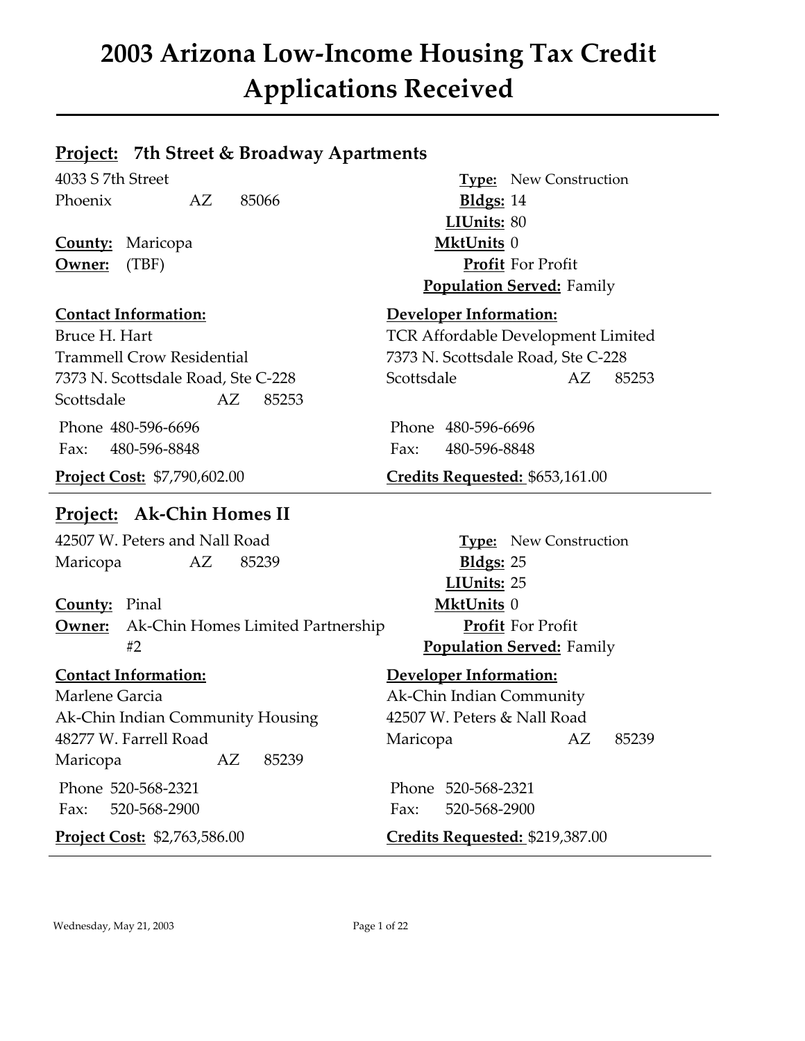# 2003 Arizona Low-Income Housing Tax Credit Applications Received

## Project: 7th Street & Broadway Apartments

4033 S 7th Street
Phoenix AZ 85066

**County:** Maricopa
**Owner:** (TBF)

**Type:** New Construction
**Bldgs:** 14
**LIUnits:** 80
**MktUnits** 0
**Profit** For Profit
**Population Served:** Family

**Contact Information:**
Bruce H. Hart
Trammell Crow Residential
7373 N. Scottsdale Road, Ste C-228
Scottsdale AZ 85253

Phone 480-596-6696
Fax: 480-596-8848

**Developer Information:**
TCR Affordable Development Limited
7373 N. Scottsdale Road, Ste C-228
Scottsdale AZ 85253

Phone 480-596-6696
Fax: 480-596-8848

**Project Cost:** $7,790,602.00
**Credits Requested:** $653,161.00

---

## Project: Ak-Chin Homes II

42507 W. Peters and Nall Road
Maricopa AZ 85239

**County:** Pinal
**Owner:** Ak-Chin Homes Limited Partnership #2

**Type:** New Construction
**Bldgs:** 25
**LIUnits:** 25
**MktUnits** 0
**Profit** For Profit
**Population Served:** Family

**Contact Information:**
Marlene Garcia
Ak-Chin Indian Community Housing
48277 W. Farrell Road
Maricopa AZ 85239

Phone 520-568-2321
Fax: 520-568-2900

**Developer Information:**
Ak-Chin Indian Community
42507 W. Peters & Nall Road
Maricopa AZ 85239

Phone 520-568-2321
Fax: 520-568-2900

**Project Cost:** $2,763,586.00
**Credits Requested:** $219,387.00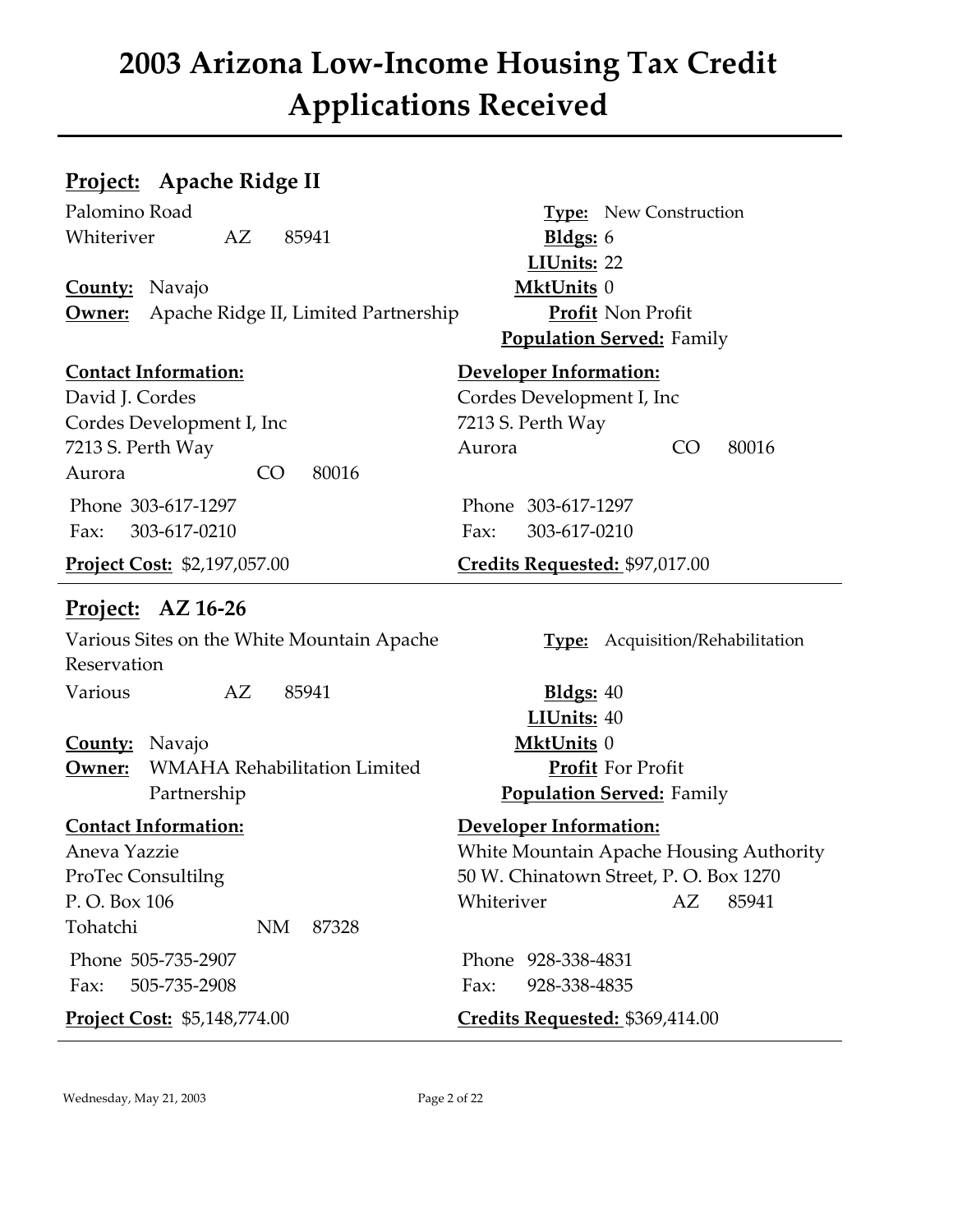# 2003 Arizona Low-Income Housing Tax Credit Applications Received

## Project: Apache Ridge II

Palomino Road
Whiteriver AZ 85941

**County:** Navajo
**Owner:** Apache Ridge II, Limited Partnership

**Type:** New Construction
**Bldgs:** 6
**LIUnits:** 22
**MktUnits** 0
**Profit** Non Profit
**Population Served:** Family

**Contact Information:**
David J. Cordes
Cordes Development I, Inc
7213 S. Perth Way
Aurora CO 80016

Phone 303-617-1297
Fax: 303-617-0210

**Developer Information:**
Cordes Development I, Inc
7213 S. Perth Way
Aurora CO 80016

Phone 303-617-1297
Fax: 303-617-0210

**Project Cost:** $2,197,057.00
**Credits Requested:** $97,017.00

---

## Project: AZ 16-26

Various Sites on the White Mountain Apache Reservation
Various AZ 85941

**County:** Navajo
**Owner:** WMAHA Rehabilitation Limited Partnership

**Type:** Acquisition/Rehabilitation
**Bldgs:** 40
**LIUnits:** 40
**MktUnits** 0
**Profit** For Profit
**Population Served:** Family

**Contact Information:**
Aneva Yazzie
ProTec Consultilng
P. O. Box 106
Tohatchi NM 87328

Phone 505-735-2907
Fax: 505-735-2908

**Developer Information:**
White Mountain Apache Housing Authority
50 W. Chinatown Street, P. O. Box 1270
Whiteriver AZ 85941

Phone 928-338-4831
Fax: 928-338-4835

**Project Cost:** $5,148,774.00
**Credits Requested:** $369,414.00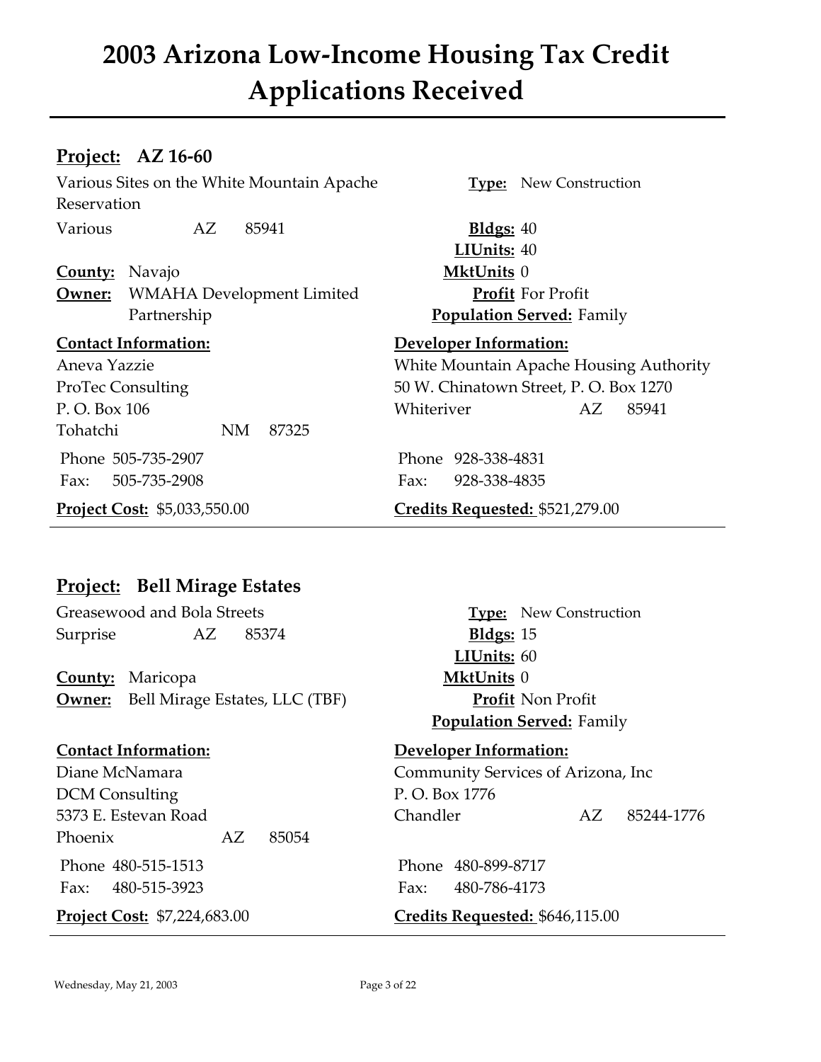# 2003 Arizona Low-Income Housing Tax Credit Applications Received

## **Project:** AZ 16-60

Various Sites on the White Mountain Apache Reservation
Various AZ 85941

**County:** Navajo
**Owner:** WMAHA Development Limited Partnership

**Type:** New Construction
**Bldgs:** 40
**LIUnits:** 40
**MktUnits** 0
**Profit** For Profit
**Population Served:** Family

**Contact Information:**
Aneva Yazzie
ProTec Consulting
P. O. Box 106
Tohatchi NM 87325

Phone 505-735-2907
Fax: 505-735-2908

**Developer Information:**
White Mountain Apache Housing Authority
50 W. Chinatown Street, P. O. Box 1270
Whiteriver AZ 85941

Phone 928-338-4831
Fax: 928-338-4835

**Project Cost:** $5,033,550.00
**Credits Requested:** $521,279.00

---

## **Project:** Bell Mirage Estates

Greasewood and Bola Streets
Surprise AZ 85374

**County:** Maricopa
**Owner:** Bell Mirage Estates, LLC (TBF)

**Type:** New Construction
**Bldgs:** 15
**LIUnits:** 60
**MktUnits** 0
**Profit** Non Profit
**Population Served:** Family

**Contact Information:**
Diane McNamara
DCM Consulting
5373 E. Estevan Road
Phoenix AZ 85054

Phone 480-515-1513
Fax: 480-515-3923

**Developer Information:**
Community Services of Arizona, Inc
P. O. Box 1776
Chandler AZ 85244-1776

Phone 480-899-8717
Fax: 480-786-4173

**Project Cost:** $7,224,683.00
**Credits Requested:** $646,115.00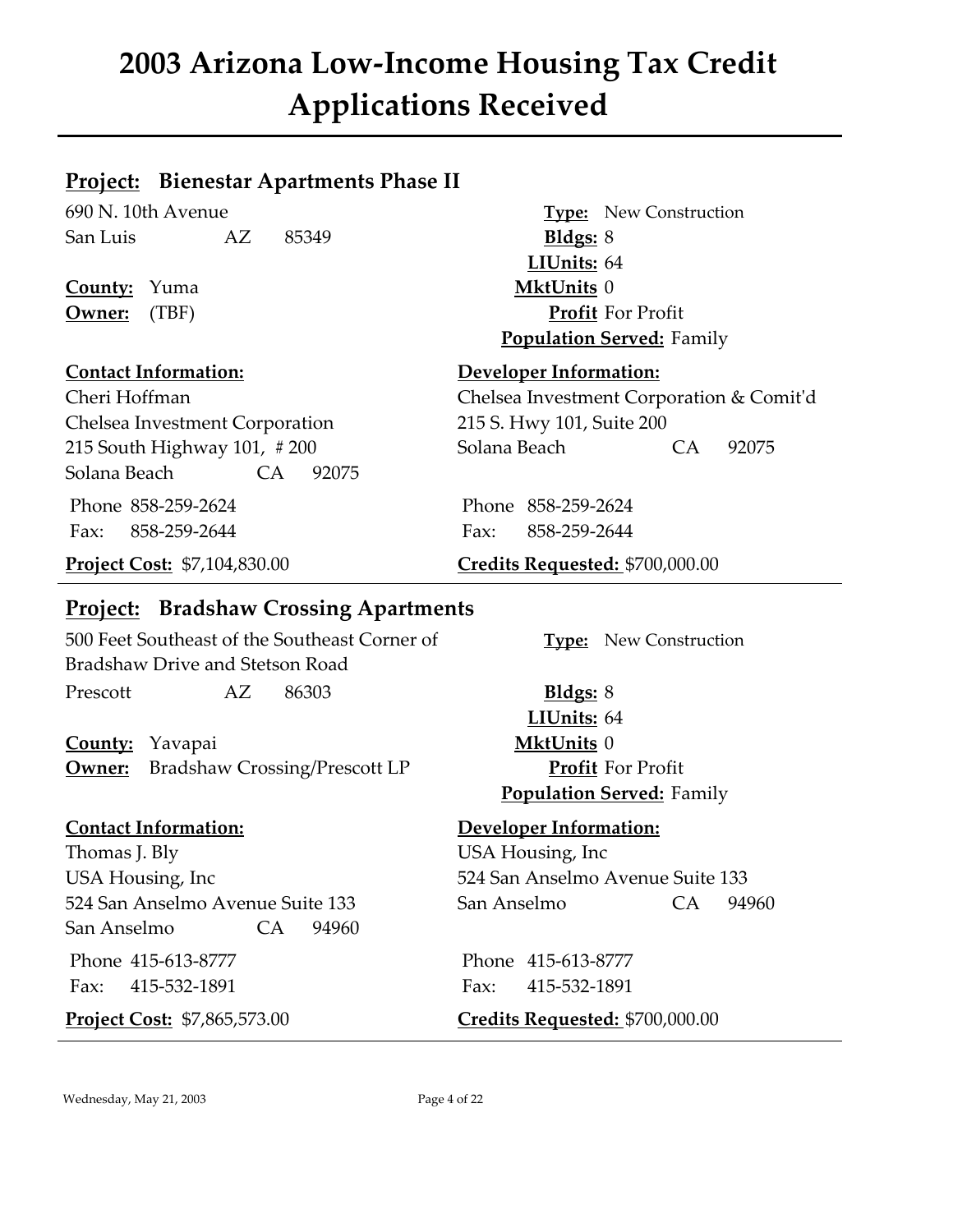# 2003 Arizona Low-Income Housing Tax Credit Applications Received

## Project: Bienestar Apartments Phase II

690 N. 10th Avenue
San Luis AZ 85349

**County:** Yuma
**Owner:** (TBF)

**Type:** New Construction
**Bldgs:** 8
**LIUnits:** 64
**MktUnits** 0
**Profit** For Profit
**Population Served:** Family

**Contact Information:**
Cheri Hoffman
Chelsea Investment Corporation
215 South Highway 101, # 200
Solana Beach CA 92075

Phone 858-259-2624
Fax: 858-259-2644

**Developer Information:**
Chelsea Investment Corporation & Comit'd
215 S. Hwy 101, Suite 200
Solana Beach CA 92075

Phone 858-259-2624
Fax: 858-259-2644

**Project Cost:** $7,104,830.00
**Credits Requested:** $700,000.00

---

## Project: Bradshaw Crossing Apartments

500 Feet Southeast of the Southeast Corner of Bradshaw Drive and Stetson Road
Prescott AZ 86303

**County:** Yavapai
**Owner:** Bradshaw Crossing/Prescott LP

**Type:** New Construction
**Bldgs:** 8
**LIUnits:** 64
**MktUnits** 0
**Profit** For Profit
**Population Served:** Family

**Contact Information:**
Thomas J. Bly
USA Housing, Inc
524 San Anselmo Avenue Suite 133
San Anselmo CA 94960

Phone 415-613-8777
Fax: 415-532-1891

**Developer Information:**
USA Housing, Inc
524 San Anselmo Avenue Suite 133
San Anselmo CA 94960

Phone 415-613-8777
Fax: 415-532-1891

**Project Cost:** $7,865,573.00
**Credits Requested:** $700,000.00

---

Wednesday, May 21, 2003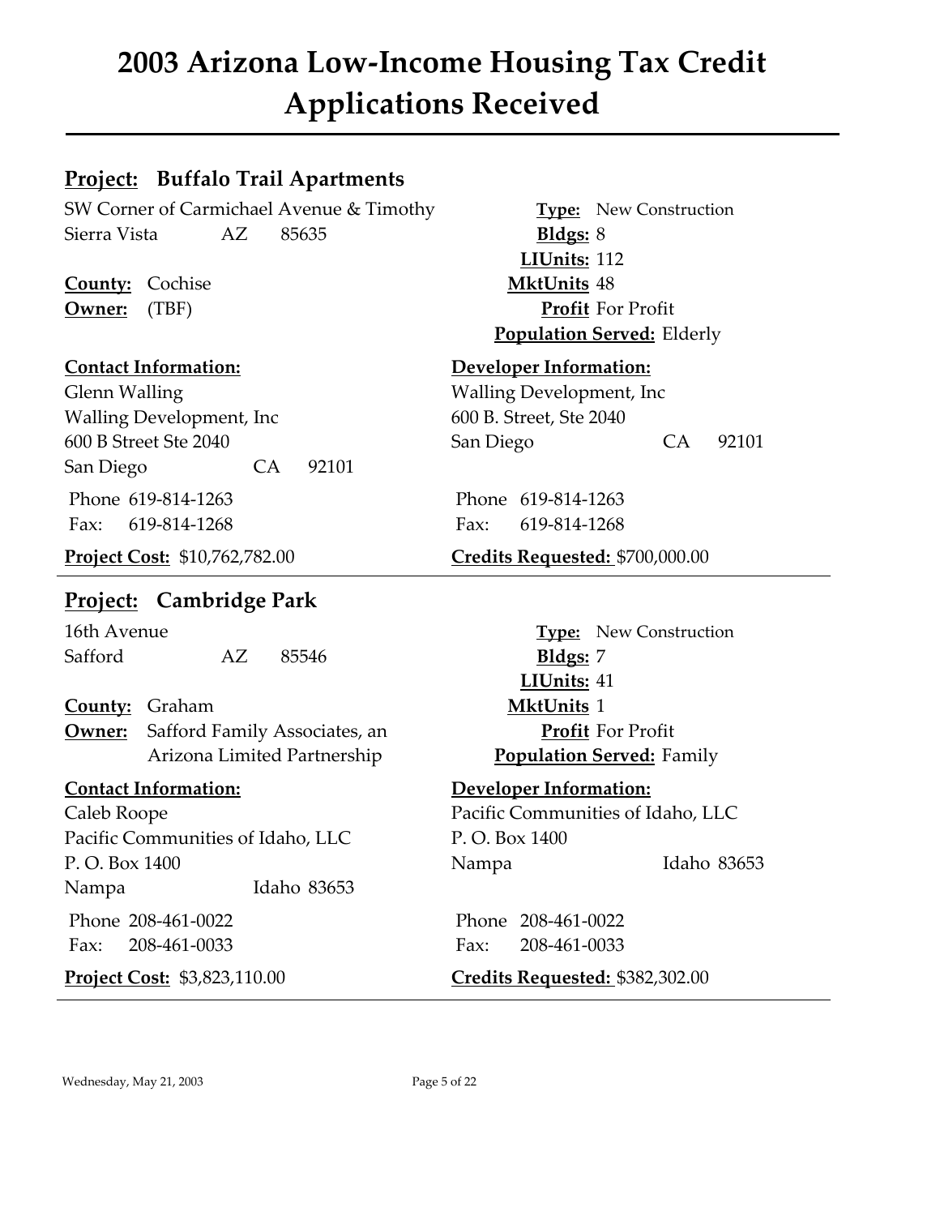# 2003 Arizona Low-Income Housing Tax Credit Applications Received

## Project: Buffalo Trail Apartments

SW Corner of Carmichael Avenue & Timothy
Sierra Vista AZ 85635

**County:** Cochise
**Owner:** (TBF)

**Type:** New Construction
**Bldgs:** 8
**LIUnits:** 112
**MktUnits** 48
**Profit** For Profit
**Population Served:** Elderly

**Contact Information:**
Glenn Walling
Walling Development, Inc
600 B Street Ste 2040
San Diego CA 92101

Phone 619-814-1263
Fax: 619-814-1268

**Developer Information:**
Walling Development, Inc
600 B. Street, Ste 2040
San Diego CA 92101

Phone 619-814-1263
Fax: 619-814-1268

**Project Cost:** $10,762,782.00
**Credits Requested:** $700,000.00

---

## Project: Cambridge Park

16th Avenue
Safford AZ 85546

**County:** Graham
**Owner:** Safford Family Associates, an Arizona Limited Partnership

**Type:** New Construction
**Bldgs:** 7
**LIUnits:** 41
**MktUnits** 1
**Profit** For Profit
**Population Served:** Family

**Contact Information:**
Caleb Roope
Pacific Communities of Idaho, LLC
P. O. Box 1400
Nampa Idaho 83653

Phone 208-461-0022
Fax: 208-461-0033

**Developer Information:**
Pacific Communities of Idaho, LLC
P. O. Box 1400
Nampa Idaho 83653

Phone 208-461-0022
Fax: 208-461-0033

**Project Cost:** $3,823,110.00
**Credits Requested:** $382,302.00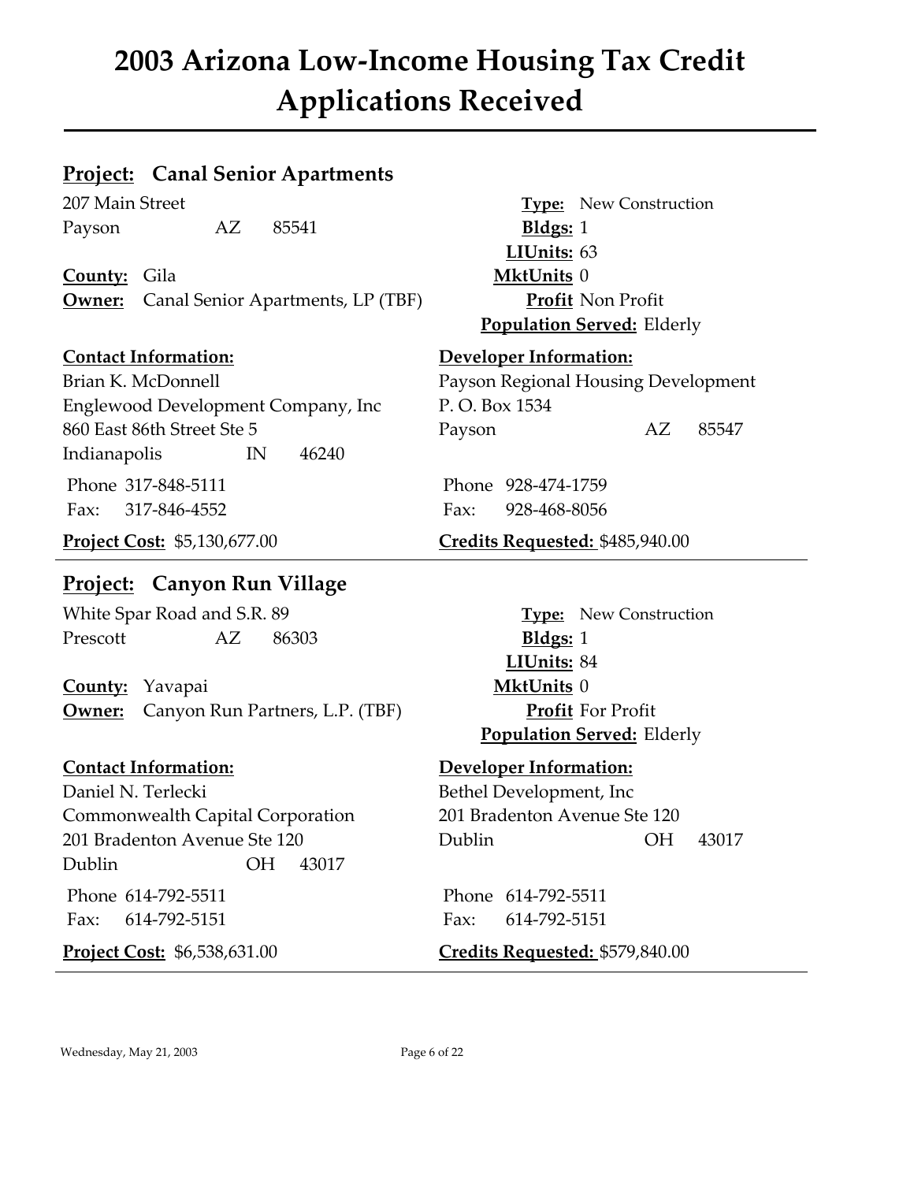# 2003 Arizona Low-Income Housing Tax Credit Applications Received

## Project: Canal Senior Apartments

207 Main Street
Payson AZ 85541

**County:** Gila
**Owner:** Canal Senior Apartments, LP (TBF)

**Type:** New Construction
**Bldgs:** 1
**LIUnits:** 63
**MktUnits** 0
**Profit** Non Profit
**Population Served:** Elderly

**Contact Information:**
Brian K. McDonnell
Englewood Development Company, Inc
860 East 86th Street Ste 5
Indianapolis IN 46240
Phone 317-848-5111
Fax: 317-846-4552

**Developer Information:**
Payson Regional Housing Development
P. O. Box 1534
Payson AZ 85547
Phone 928-474-1759
Fax: 928-468-8056

**Project Cost:** $5,130,677.00
**Credits Requested:** $485,940.00

---

## Project: Canyon Run Village

White Spar Road and S.R. 89
Prescott AZ 86303

**County:** Yavapai
**Owner:** Canyon Run Partners, L.P. (TBF)

**Type:** New Construction
**Bldgs:** 1
**LIUnits:** 84
**MktUnits** 0
**Profit** For Profit
**Population Served:** Elderly

**Contact Information:**
Daniel N. Terlecki
Commonwealth Capital Corporation
201 Bradenton Avenue Ste 120
Dublin OH 43017
Phone 614-792-5511
Fax: 614-792-5151

**Developer Information:**
Bethel Development, Inc
201 Bradenton Avenue Ste 120
Dublin OH 43017
Phone 614-792-5511
Fax: 614-792-5151

**Project Cost:** $6,538,631.00
**Credits Requested:** $579,840.00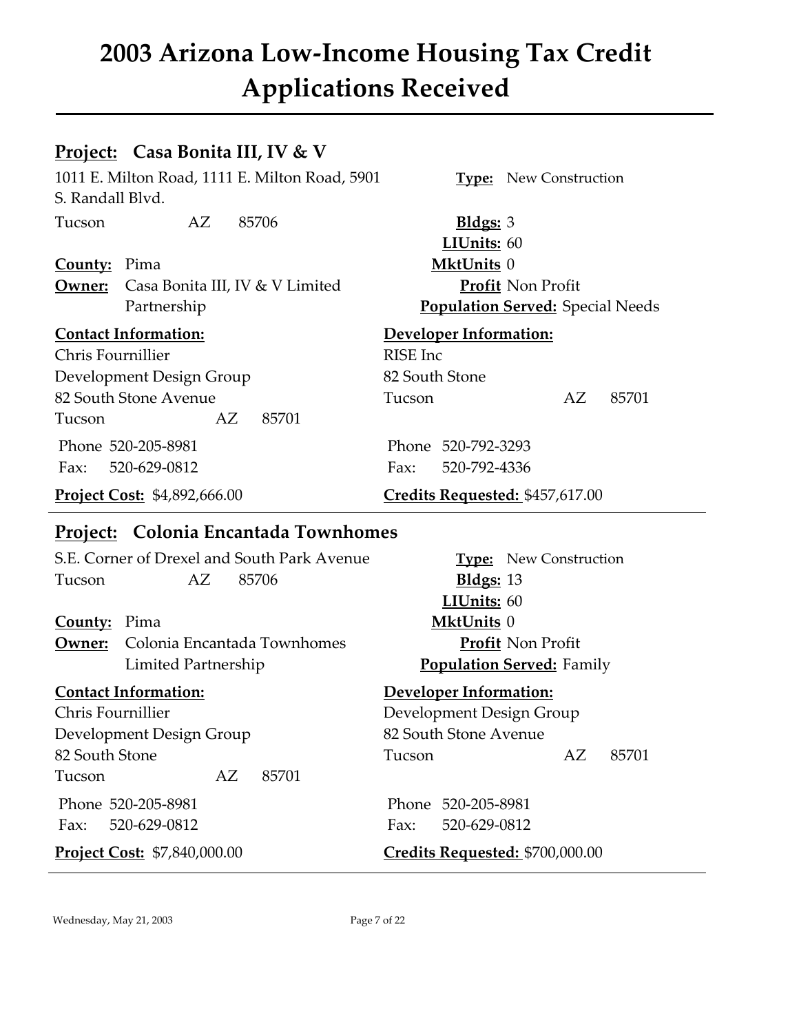# 2003 Arizona Low-Income Housing Tax Credit Applications Received

## Project: Casa Bonita III, IV & V

1011 E. Milton Road, 1111 E. Milton Road, 5901 S. Randall Blvd.
Tucson AZ 85706

**County:** Pima
**Owner:** Casa Bonita III, IV & V Limited Partnership

**Type:** New Construction
**Bldgs:** 3
**LIUnits:** 60
**MktUnits** 0
**Profit** Non Profit
**Population Served:** Special Needs

**Contact Information:**
Chris Fournillier
Development Design Group
82 South Stone Avenue
Tucson AZ 85701
Phone 520-205-8981
Fax: 520-629-0812

**Developer Information:**
RISE Inc
82 South Stone
Tucson AZ 85701
Phone 520-792-3293
Fax: 520-792-4336

**Project Cost:** $4,892,666.00
**Credits Requested:** $457,617.00

---

## Project: Colonia Encantada Townhomes

S.E. Corner of Drexel and South Park Avenue
Tucson AZ 85706

**County:** Pima
**Owner:** Colonia Encantada Townhomes Limited Partnership

**Type:** New Construction
**Bldgs:** 13
**LIUnits:** 60
**MktUnits** 0
**Profit** Non Profit
**Population Served:** Family

**Contact Information:**
Chris Fournillier
Development Design Group
82 South Stone
Tucson AZ 85701
Phone 520-205-8981
Fax: 520-629-0812

**Developer Information:**
Development Design Group
82 South Stone Avenue
Tucson AZ 85701
Phone 520-205-8981
Fax: 520-629-0812

**Project Cost:** $7,840,000.00
**Credits Requested:** $700,000.00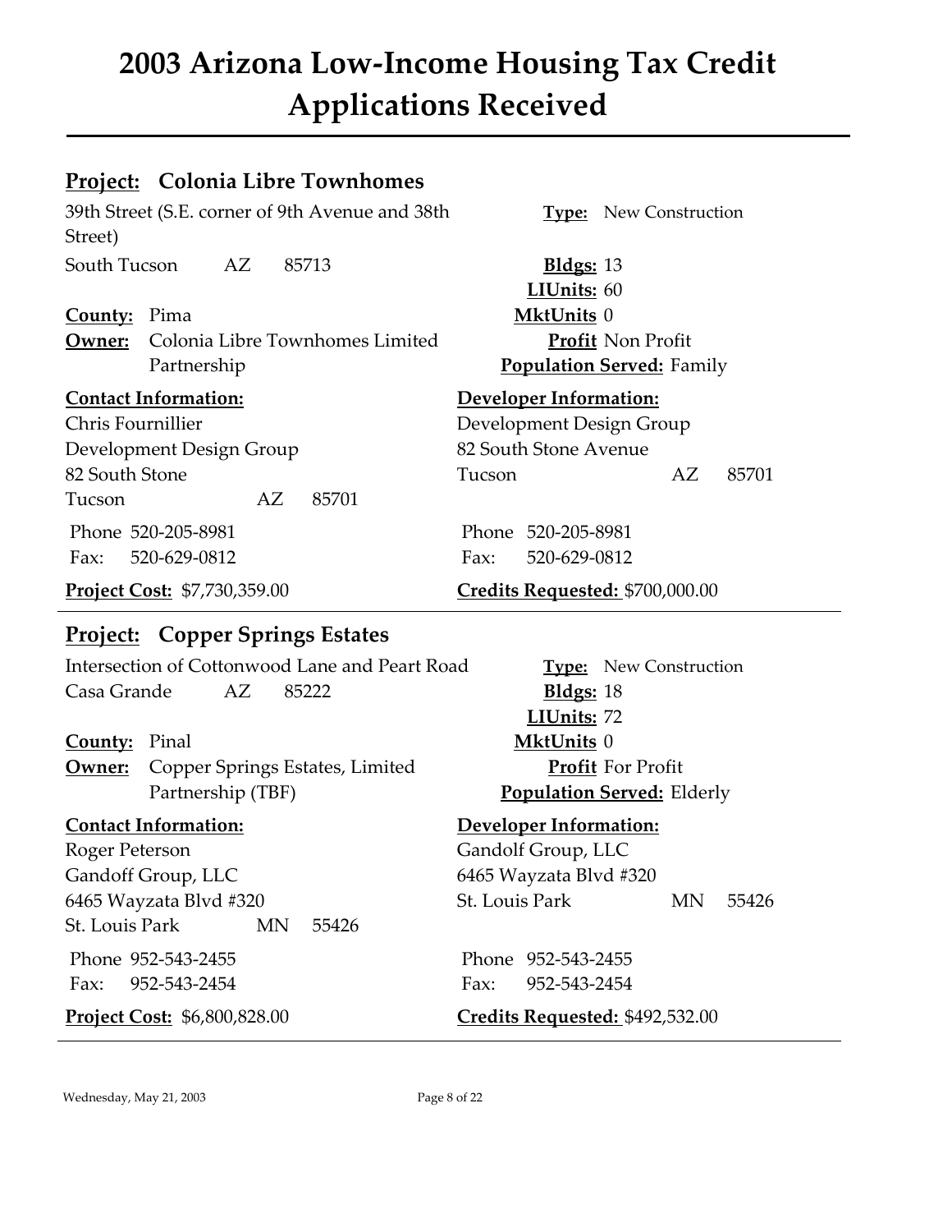# 2003 Arizona Low-Income Housing Tax Credit Applications Received

## Project: Colonia Libre Townhomes

39th Street (S.E. corner of 9th Avenue and 38th Street)
South Tucson AZ 85713

**County:** Pima
**Owner:** Colonia Libre Townhomes Limited Partnership

**Type:** New Construction
**Bldgs:** 13
**LIUnits:** 60
**MktUnits** 0
**Profit** Non Profit
**Population Served:** Family

**Contact Information:**
Chris Fournillier
Development Design Group
82 South Stone
Tucson AZ 85701
Phone 520-205-8981
Fax: 520-629-0812

**Developer Information:**
Development Design Group
82 South Stone Avenue
Tucson AZ 85701
Phone 520-205-8981
Fax: 520-629-0812

**Project Cost:** $7,730,359.00
**Credits Requested:** $700,000.00

---

## Project: Copper Springs Estates

Intersection of Cottonwood Lane and Peart Road
Casa Grande AZ 85222

**County:** Pinal
**Owner:** Copper Springs Estates, Limited Partnership (TBF)

**Type:** New Construction
**Bldgs:** 18
**LIUnits:** 72
**MktUnits** 0
**Profit** For Profit
**Population Served:** Elderly

**Contact Information:**
Roger Peterson
Gandoff Group, LLC
6465 Wayzata Blvd #320
St. Louis Park MN 55426
Phone 952-543-2455
Fax: 952-543-2454

**Developer Information:**
Gandolf Group, LLC
6465 Wayzata Blvd #320
St. Louis Park MN 55426
Phone 952-543-2455
Fax: 952-543-2454

**Project Cost:** $6,800,828.00
**Credits Requested:** $492,532.00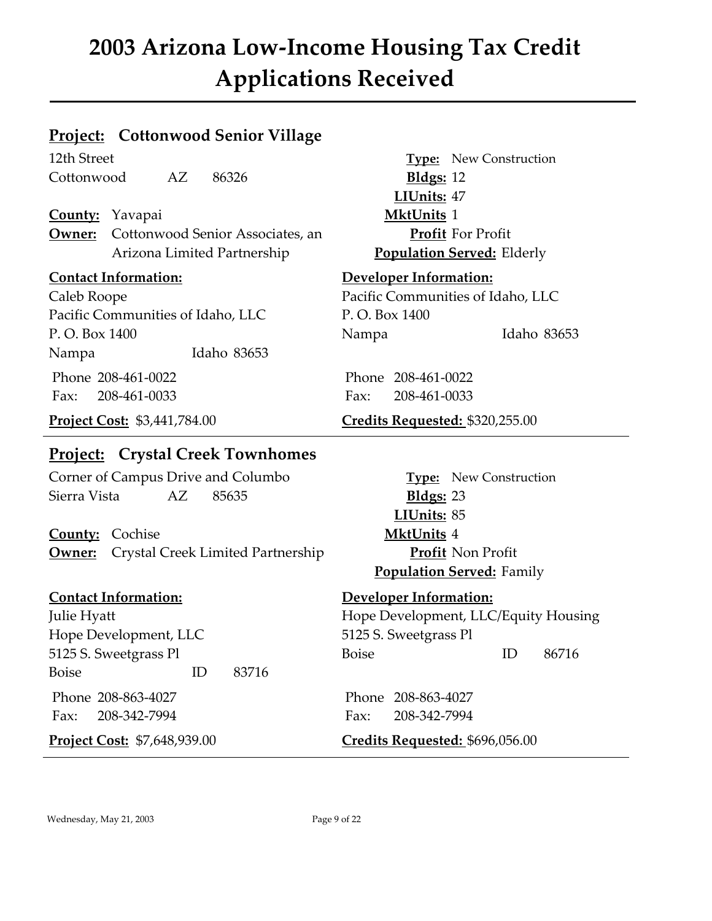# 2003 Arizona Low-Income Housing Tax Credit Applications Received

## **Project:** Cottonwood Senior Village

12th Street
Cottonwood AZ 86326

**County:** Yavapai
**Owner:** Cottonwood Senior Associates, an Arizona Limited Partnership

**Type:** New Construction
**Bldgs:** 12
**LIUnits:** 47
**MktUnits** 1
**Profit** For Profit
**Population Served:** Elderly

**Contact Information:**
Caleb Roope
Pacific Communities of Idaho, LLC
P. O. Box 1400
Nampa Idaho 83653

Phone 208-461-0022
Fax: 208-461-0033

**Developer Information:**
Pacific Communities of Idaho, LLC
P. O. Box 1400
Nampa Idaho 83653

Phone 208-461-0022
Fax: 208-461-0033

**Project Cost:** $3,441,784.00
**Credits Requested:** $320,255.00

---

## **Project:** Crystal Creek Townhomes

Corner of Campus Drive and Columbo
Sierra Vista AZ 85635

**County:** Cochise
**Owner:** Crystal Creek Limited Partnership

**Type:** New Construction
**Bldgs:** 23
**LIUnits:** 85
**MktUnits** 4
**Profit** Non Profit
**Population Served:** Family

**Contact Information:**
Julie Hyatt
Hope Development, LLC
5125 S. Sweetgrass Pl
Boise ID 83716

Phone 208-863-4027
Fax: 208-342-7994

**Developer Information:**
Hope Development, LLC/Equity Housing
5125 S. Sweetgrass Pl
Boise ID 86716

Phone 208-863-4027
Fax: 208-342-7994

**Project Cost:** $7,648,939.00
**Credits Requested:** $696,056.00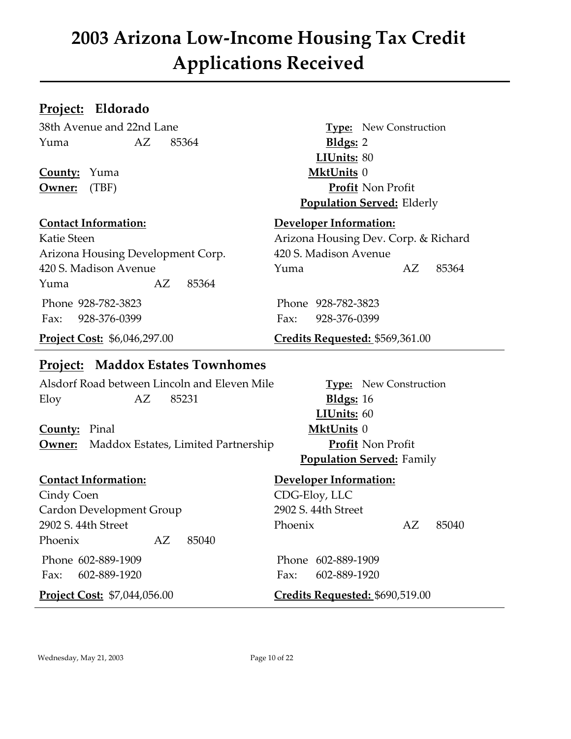# 2003 Arizona Low-Income Housing Tax Credit Applications Received

## Project: Eldorado

38th Avenue and 22nd Lane
Yuma AZ 85364

**County:** Yuma
**Owner:** (TBF)

**Type:** New Construction
**Bldgs:** 2
**LIUnits:** 80
**MktUnits** 0
**Profit** Non Profit
**Population Served:** Elderly

**Contact Information:**
Katie Steen
Arizona Housing Development Corp.
420 S. Madison Avenue
Yuma AZ 85364
Phone 928-782-3823
Fax: 928-376-0399

**Developer Information:**
Arizona Housing Dev. Corp. & Richard
420 S. Madison Avenue
Yuma AZ 85364
Phone 928-782-3823
Fax: 928-376-0399

**Project Cost:** $6,046,297.00
**Credits Requested:** $569,361.00

## Project: Maddox Estates Townhomes

Alsdorf Road between Lincoln and Eleven Mile
Eloy AZ 85231

**County:** Pinal
**Owner:** Maddox Estates, Limited Partnership

**Type:** New Construction
**Bldgs:** 16
**LIUnits:** 60
**MktUnits** 0
**Profit** Non Profit
**Population Served:** Family

**Contact Information:**
Cindy Coen
Cardon Development Group
2902 S. 44th Street
Phoenix AZ 85040
Phone 602-889-1909
Fax: 602-889-1920

**Developer Information:**
CDG-Eloy, LLC
2902 S. 44th Street
Phoenix AZ 85040
Phone 602-889-1909
Fax: 602-889-1920

**Project Cost:** $7,044,056.00
**Credits Requested:** $690,519.00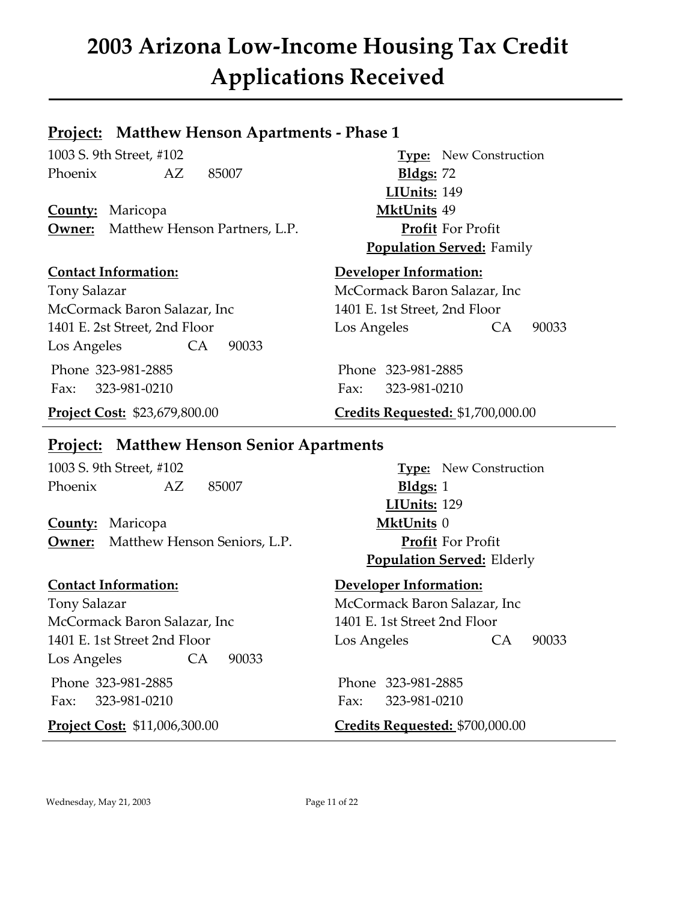# 2003 Arizona Low-Income Housing Tax Credit Applications Received

## **Project:** Matthew Henson Apartments - Phase 1

1003 S. 9th Street, #102
Phoenix AZ 85007

**County:** Maricopa
**Owner:** Matthew Henson Partners, L.P.

**Type:** New Construction
**Bldgs:** 72
**LIUnits:** 149
**MktUnits** 49
**Profit** For Profit
**Population Served:** Family

**Contact Information:**
Tony Salazar
McCormack Baron Salazar, Inc
1401 E. 2st Street, 2nd Floor
Los Angeles CA 90033

Phone 323-981-2885
Fax: 323-981-0210

**Developer Information:**
McCormack Baron Salazar, Inc
1401 E. 1st Street, 2nd Floor
Los Angeles CA 90033

Phone 323-981-2885
Fax: 323-981-0210

**Project Cost:** $23,679,800.00

**Credits Requested:** $1,700,000.00

---

## **Project:** Matthew Henson Senior Apartments

1003 S. 9th Street, #102
Phoenix AZ 85007

**County:** Maricopa
**Owner:** Matthew Henson Seniors, L.P.

**Type:** New Construction
**Bldgs:** 1
**LIUnits:** 129
**MktUnits** 0
**Profit** For Profit
**Population Served:** Elderly

**Contact Information:**
Tony Salazar
McCormack Baron Salazar, Inc
1401 E. 1st Street 2nd Floor
Los Angeles CA 90033

Phone 323-981-2885
Fax: 323-981-0210

**Developer Information:**
McCormack Baron Salazar, Inc
1401 E. 1st Street 2nd Floor
Los Angeles CA 90033

Phone 323-981-2885
Fax: 323-981-0210

**Project Cost:** $11,006,300.00

**Credits Requested:** $700,000.00

Wednesday, May 21, 2003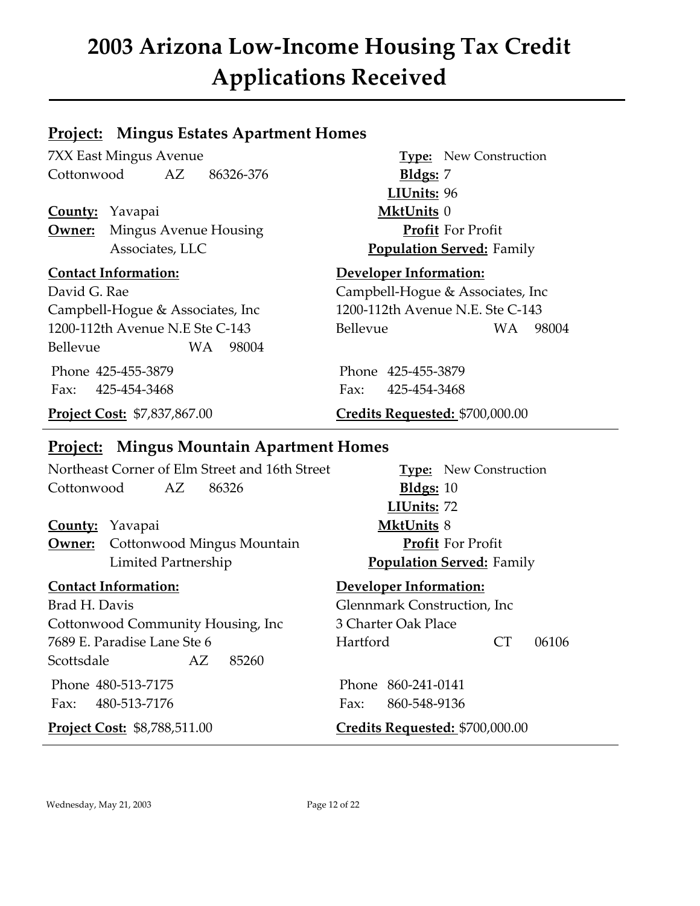# 2003 Arizona Low-Income Housing Tax Credit Applications Received

## **Project:** Mingus Estates Apartment Homes

7XX East Mingus Avenue
Cottonwood AZ 86326-376

**County:** Yavapai
**Owner:** Mingus Avenue Housing Associates, LLC

**Type:** New Construction
**Bldgs:** 7
**LIUnits:** 96
**MktUnits** 0
**Profit** For Profit
**Population Served:** Family

**Contact Information:**
David G. Rae
Campbell-Hogue & Associates, Inc
1200-112th Avenue N.E Ste C-143
Bellevue WA 98004

Phone 425-455-3879
Fax: 425-454-3468

**Developer Information:**
Campbell-Hogue & Associates, Inc
1200-112th Avenue N.E. Ste C-143
Bellevue WA 98004

Phone 425-455-3879
Fax: 425-454-3468

**Project Cost:** $7,837,867.00
**Credits Requested:** $700,000.00

## **Project:** Mingus Mountain Apartment Homes

Northeast Corner of Elm Street and 16th Street
Cottonwood AZ 86326

**County:** Yavapai
**Owner:** Cottonwood Mingus Mountain Limited Partnership

**Type:** New Construction
**Bldgs:** 10
**LIUnits:** 72
**MktUnits** 8
**Profit** For Profit
**Population Served:** Family

**Contact Information:**
Brad H. Davis
Cottonwood Community Housing, Inc
7689 E. Paradise Lane Ste 6
Scottsdale AZ 85260

Phone 480-513-7175
Fax: 480-513-7176

**Developer Information:**
Glennmark Construction, Inc
3 Charter Oak Place
Hartford CT 06106

Phone 860-241-0141
Fax: 860-548-9136

**Project Cost:** $8,788,511.00
**Credits Requested:** $700,000.00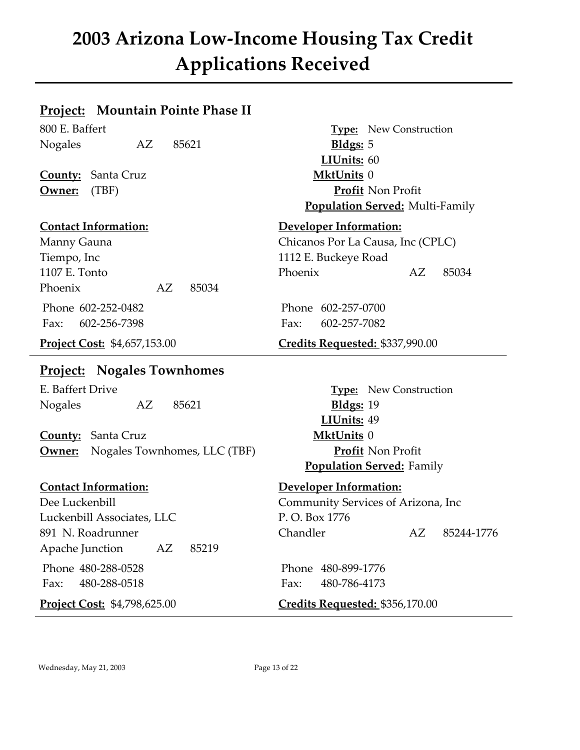# 2003 Arizona Low-Income Housing Tax Credit Applications Received

## **Project:** Mountain Pointe Phase II

800 E. Baffert
Nogales AZ 85621

**County:** Santa Cruz
**Owner:** (TBF)

**Type:** New Construction
**Bldgs:** 5
**LIUnits:** 60
**MktUnits** 0
**Profit** Non Profit
**Population Served:** Multi-Family

**Contact Information:**
Manny Gauna
Tiempo, Inc
1107 E. Tonto
Phoenix AZ 85034

Phone 602-252-0482
Fax: 602-256-7398

**Developer Information:**
Chicanos Por La Causa, Inc (CPLC)
1112 E. Buckeye Road
Phoenix AZ 85034

Phone 602-257-0700
Fax: 602-257-7082

**Project Cost:** $4,657,153.00
**Credits Requested:** $337,990.00

---

## **Project:** Nogales Townhomes

E. Baffert Drive
Nogales AZ 85621

**County:** Santa Cruz
**Owner:** Nogales Townhomes, LLC (TBF)

**Type:** New Construction
**Bldgs:** 19
**LIUnits:** 49
**MktUnits** 0
**Profit** Non Profit
**Population Served:** Family

**Contact Information:**
Dee Luckenbill
Luckenbill Associates, LLC
891 N. Roadrunner
Apache Junction AZ 85219

Phone 480-288-0528
Fax: 480-288-0518

**Developer Information:**
Community Services of Arizona, Inc
P. O. Box 1776
Chandler AZ 85244-1776

Phone 480-899-1776
Fax: 480-786-4173

**Project Cost:** $4,798,625.00
**Credits Requested:** $356,170.00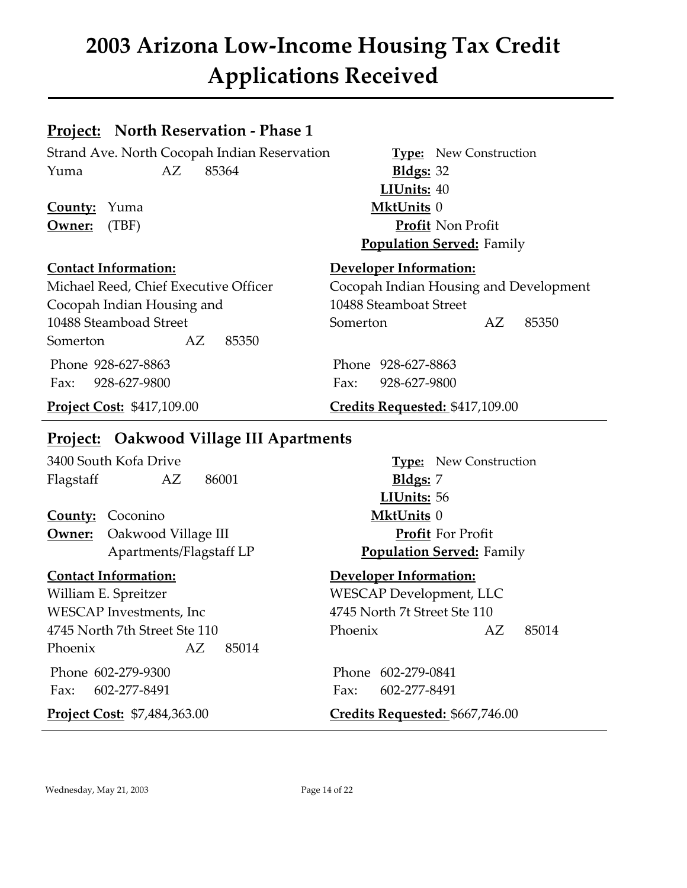# 2003 Arizona Low-Income Housing Tax Credit Applications Received

## **Project:** North Reservation - Phase 1

Strand Ave. North Cocopah Indian Reservation
Yuma AZ 85364

**County:** Yuma
**Owner:** (TBF)

**Type:** New Construction
**Bldgs:** 32
**LIUnits:** 40
**MktUnits** 0
**Profit** Non Profit
**Population Served:** Family

**Contact Information:**
Michael Reed, Chief Executive Officer
Cocopah Indian Housing and
10488 Steamboad Street
Somerton AZ 85350

Phone 928-627-8863
Fax: 928-627-9800

**Developer Information:**
Cocopah Indian Housing and Development
10488 Steamboat Street
Somerton AZ 85350

Phone 928-627-8863
Fax: 928-627-9800

**Project Cost:** $417,109.00
**Credits Requested:** $417,109.00

---

## **Project:** Oakwood Village III Apartments

3400 South Kofa Drive
Flagstaff AZ 86001

**County:** Coconino
**Owner:** Oakwood Village III Apartments/Flagstaff LP

**Type:** New Construction
**Bldgs:** 7
**LIUnits:** 56
**MktUnits** 0
**Profit** For Profit
**Population Served:** Family

**Contact Information:**
William E. Spreitzer
WESCAP Investments, Inc
4745 North 7th Street Ste 110
Phoenix AZ 85014

Phone 602-279-9300
Fax: 602-277-8491

**Developer Information:**
WESCAP Development, LLC
4745 North 7t Street Ste 110
Phoenix AZ 85014

Phone 602-279-0841
Fax: 602-277-8491

**Project Cost:** $7,484,363.00
**Credits Requested:** $667,746.00

Wednesday, May 21, 2003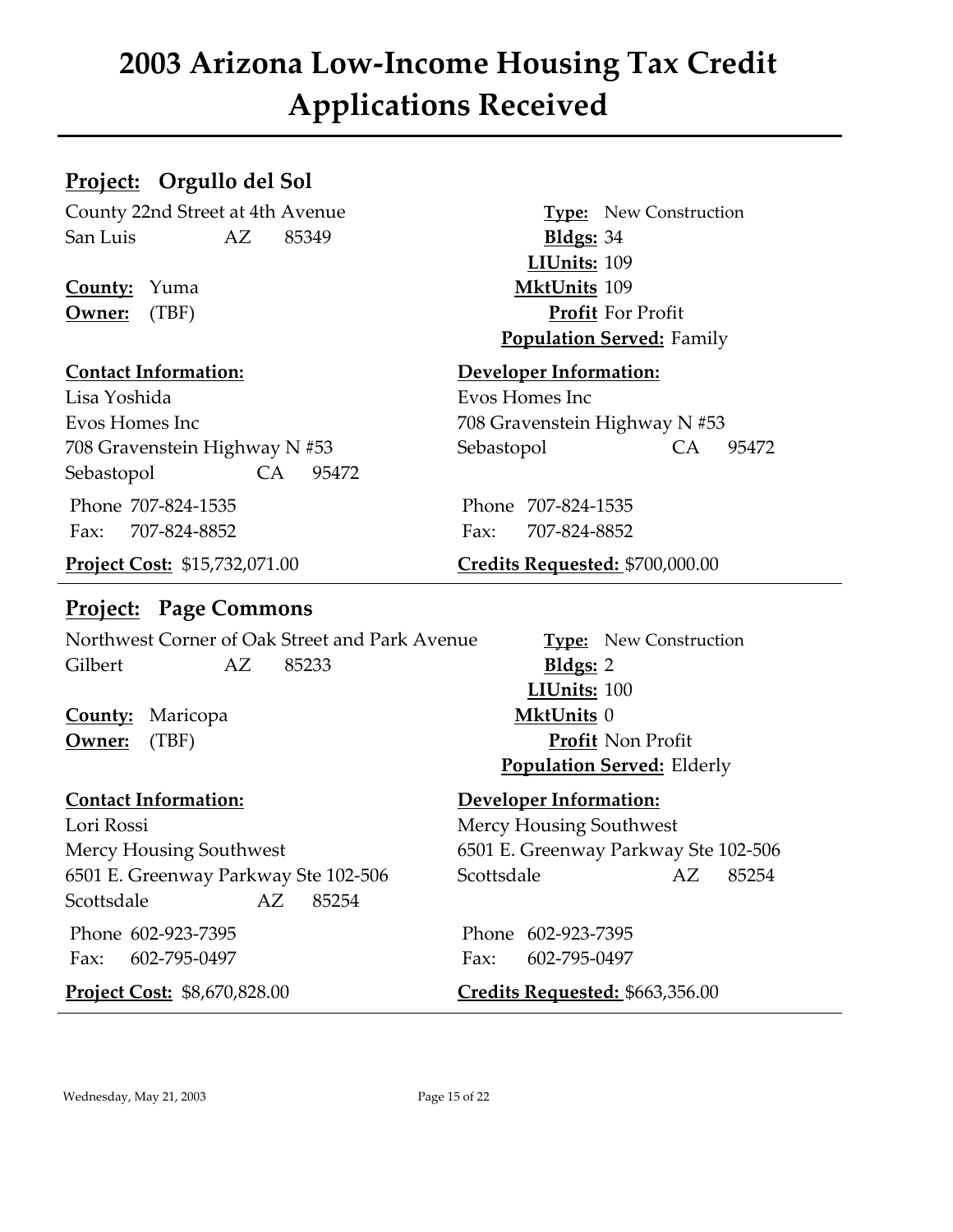# 2003 Arizona Low-Income Housing Tax Credit Applications Received

## Project: Orgullo del Sol

County 22nd Street at 4th Avenue
San Luis AZ 85349

**County:** Yuma
**Owner:** (TBF)

**Type:** New Construction
**Bldgs:** 34
**LIUnits:** 109
**MktUnits** 109
**Profit** For Profit
**Population Served:** Family

**Contact Information:**
Lisa Yoshida
Evos Homes Inc
708 Gravenstein Highway N #53
Sebastopol CA 95472
Phone 707-824-1535
Fax: 707-824-8852

**Developer Information:**
Evos Homes Inc
708 Gravenstein Highway N #53
Sebastopol CA 95472
Phone 707-824-1535
Fax: 707-824-8852

**Project Cost:** $15,732,071.00
**Credits Requested:** $700,000.00

---

## Project: Page Commons

Northwest Corner of Oak Street and Park Avenue
Gilbert AZ 85233

**County:** Maricopa
**Owner:** (TBF)

**Type:** New Construction
**Bldgs:** 2
**LIUnits:** 100
**MktUnits** 0
**Profit** Non Profit
**Population Served:** Elderly

**Contact Information:**
Lori Rossi
Mercy Housing Southwest
6501 E. Greenway Parkway Ste 102-506
Scottsdale AZ 85254
Phone 602-923-7395
Fax: 602-795-0497

**Developer Information:**
Mercy Housing Southwest
6501 E. Greenway Parkway Ste 102-506
Scottsdale AZ 85254
Phone 602-923-7395
Fax: 602-795-0497

**Project Cost:** $8,670,828.00
**Credits Requested:** $663,356.00

Wednesday, May 21, 2003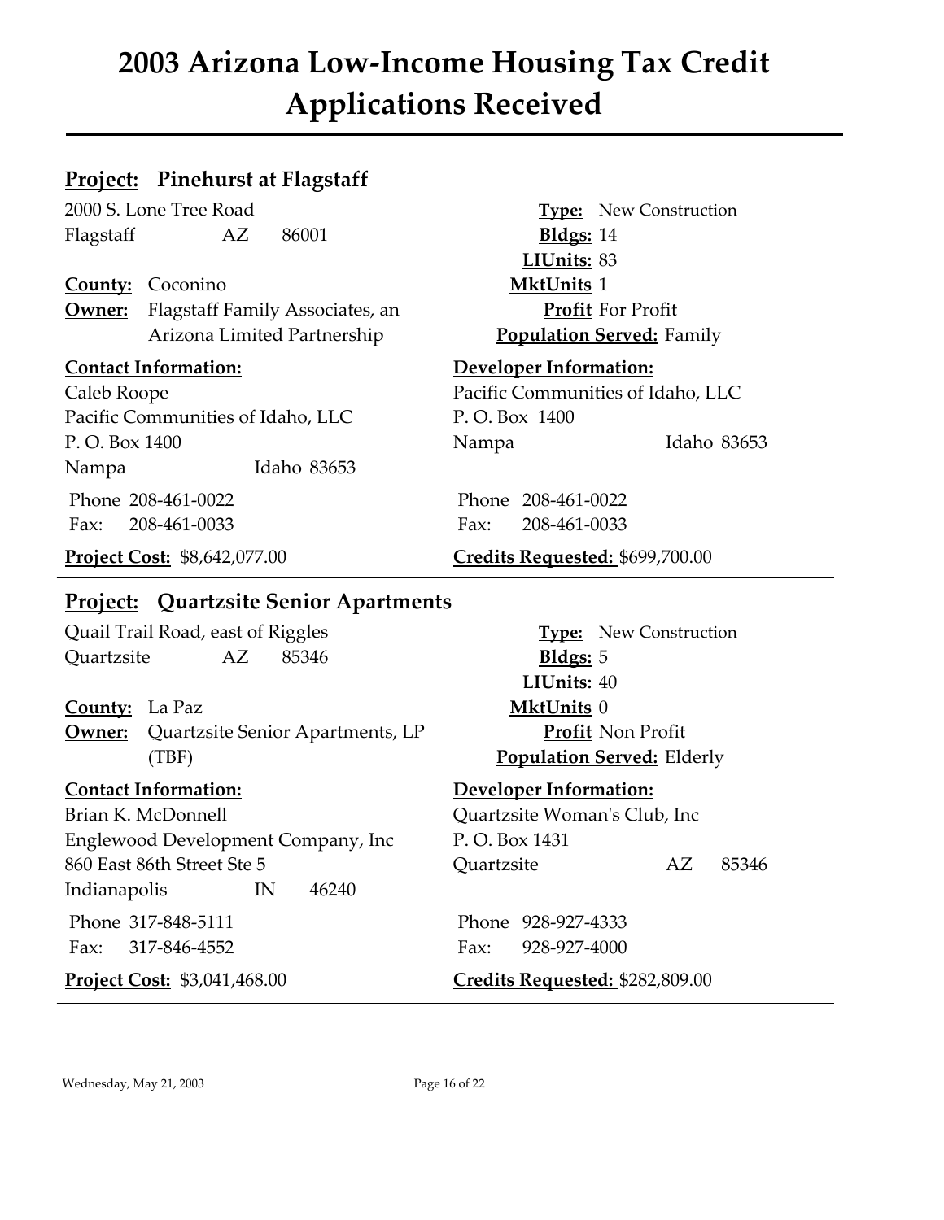# 2003 Arizona Low-Income Housing Tax Credit Applications Received

## Project: Pinehurst at Flagstaff

2000 S. Lone Tree Road
Flagstaff AZ 86001

**County:** Coconino
**Owner:** Flagstaff Family Associates, an Arizona Limited Partnership

**Type:** New Construction
**Bldgs:** 14
**LIUnits:** 83
**MktUnits** 1
**Profit** For Profit
**Population Served:** Family

**Contact Information:**
Caleb Roope
Pacific Communities of Idaho, LLC
P. O. Box 1400
Nampa Idaho 83653
Phone 208-461-0022
Fax: 208-461-0033

**Developer Information:**
Pacific Communities of Idaho, LLC
P. O. Box 1400
Nampa Idaho 83653
Phone 208-461-0022
Fax: 208-461-0033

**Project Cost:** $8,642,077.00
**Credits Requested:** $699,700.00

---

## Project: Quartzsite Senior Apartments

Quail Trail Road, east of Riggles
Quartzsite AZ 85346

**County:** La Paz
**Owner:** Quartzsite Senior Apartments, LP (TBF)

**Type:** New Construction
**Bldgs:** 5
**LIUnits:** 40
**MktUnits** 0
**Profit** Non Profit
**Population Served:** Elderly

**Contact Information:**
Brian K. McDonnell
Englewood Development Company, Inc
860 East 86th Street Ste 5
Indianapolis IN 46240
Phone 317-848-5111
Fax: 317-846-4552

**Developer Information:**
Quartzsite Woman's Club, Inc
P. O. Box 1431
Quartzsite AZ 85346
Phone 928-927-4333
Fax: 928-927-4000

**Project Cost:** $3,041,468.00
**Credits Requested:** $282,809.00

---

Wednesday, May 21, 2003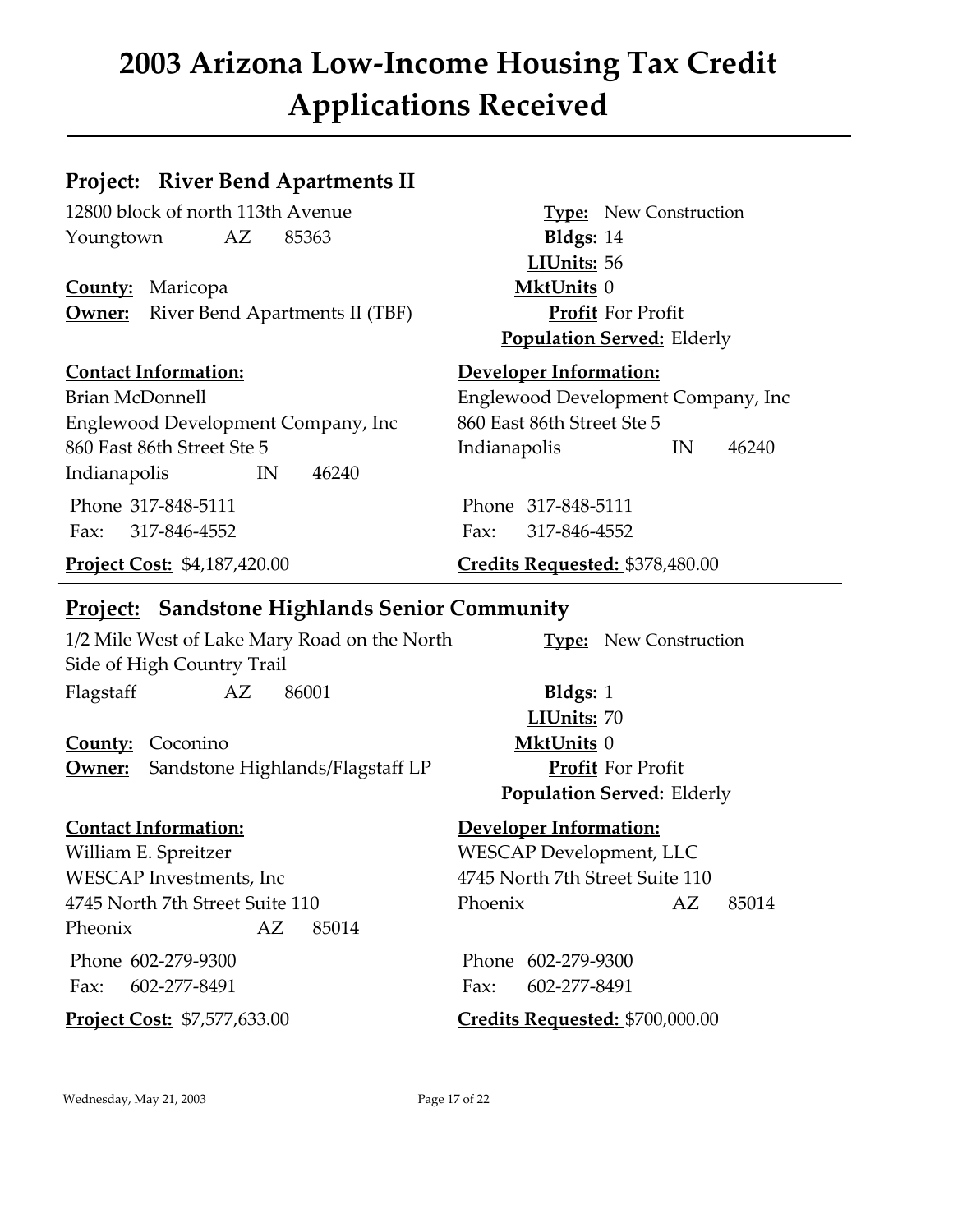# 2003 Arizona Low-Income Housing Tax Credit Applications Received

## Project: River Bend Apartments II

12800 block of north 113th Avenue
Youngtown AZ 85363

**County:** Maricopa
**Owner:** River Bend Apartments II (TBF)

**Type:** New Construction
**Bldgs:** 14
**LIUnits:** 56
**MktUnits** 0
**Profit** For Profit
**Population Served:** Elderly

**Contact Information:**
Brian McDonnell
Englewood Development Company, Inc
860 East 86th Street Ste 5
Indianapolis IN 46240
Phone 317-848-5111
Fax: 317-846-4552

**Developer Information:**
Englewood Development Company, Inc
860 East 86th Street Ste 5
Indianapolis IN 46240
Phone 317-848-5111
Fax: 317-846-4552

**Project Cost:** $4,187,420.00
**Credits Requested:** $378,480.00

## Project: Sandstone Highlands Senior Community

1/2 Mile West of Lake Mary Road on the North Side of High Country Trail
Flagstaff AZ 86001

**County:** Coconino
**Owner:** Sandstone Highlands/Flagstaff LP

**Type:** New Construction
**Bldgs:** 1
**LIUnits:** 70
**MktUnits** 0
**Profit** For Profit
**Population Served:** Elderly

**Contact Information:**
William E. Spreitzer
WESCAP Investments, Inc
4745 North 7th Street Suite 110
Pheonix AZ 85014
Phone 602-279-9300
Fax: 602-277-8491

**Developer Information:**
WESCAP Development, LLC
4745 North 7th Street Suite 110
Phoenix AZ 85014
Phone 602-279-9300
Fax: 602-277-8491

**Project Cost:** $7,577,633.00
**Credits Requested:** $700,000.00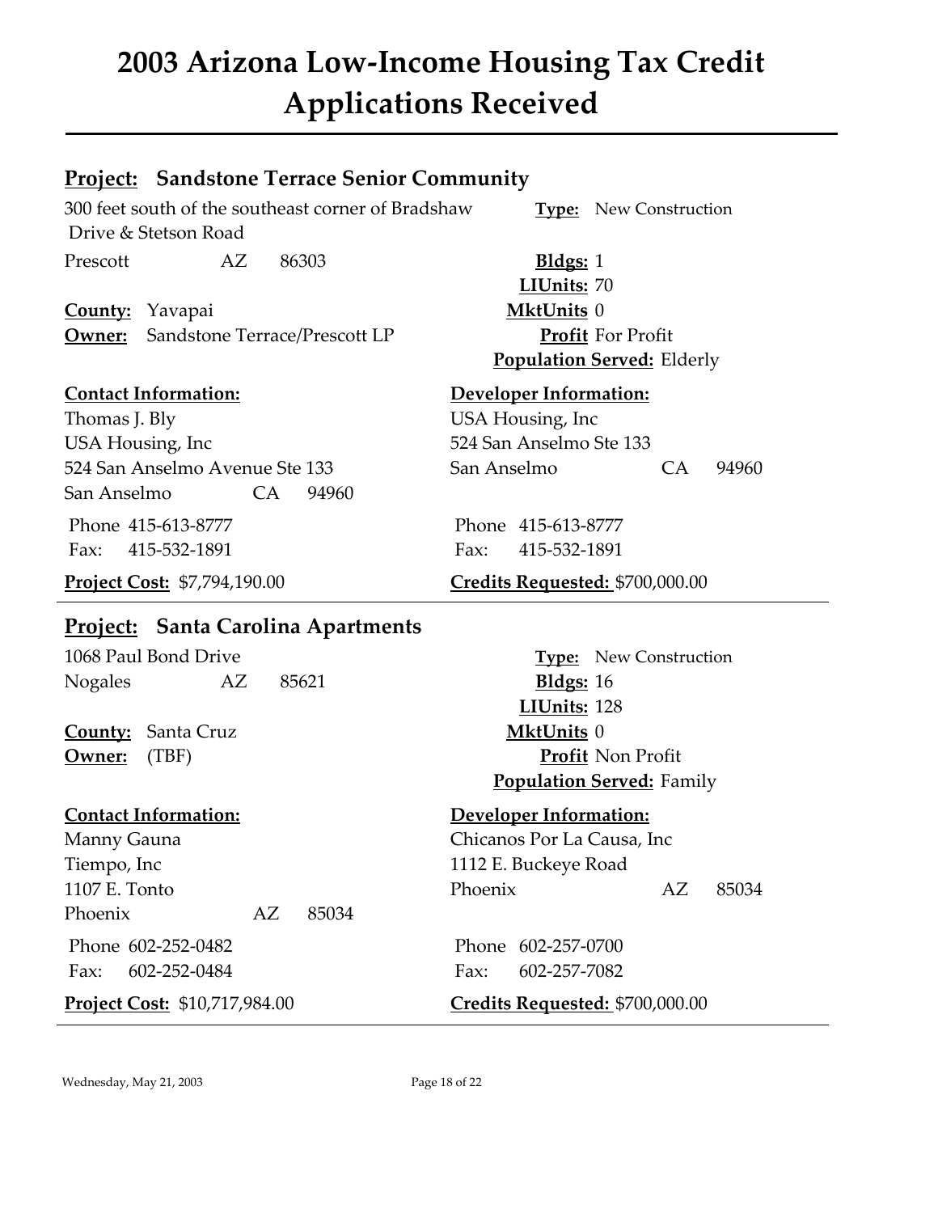# 2003 Arizona Low-Income Housing Tax Credit Applications Received

## Project: Sandstone Terrace Senior Community

300 feet south of the southeast corner of Bradshaw Drive & Stetson Road
Prescott AZ 86303

**County:** Yavapai
**Owner:** Sandstone Terrace/Prescott LP

**Type:** New Construction
**Bldgs:** 1
**LIUnits:** 70
**MktUnits** 0
**Profit** For Profit
**Population Served:** Elderly

**Contact Information:**
Thomas J. Bly
USA Housing, Inc
524 San Anselmo Avenue Ste 133
San Anselmo CA 94960
Phone 415-613-8777
Fax: 415-532-1891

**Developer Information:**
USA Housing, Inc
524 San Anselmo Ste 133
San Anselmo CA 94960
Phone 415-613-8777
Fax: 415-532-1891

**Project Cost:** $7,794,190.00
**Credits Requested:** $700,000.00

## Project: Santa Carolina Apartments

1068 Paul Bond Drive
Nogales AZ 85621

**County:** Santa Cruz
**Owner:** (TBF)

**Type:** New Construction
**Bldgs:** 16
**LIUnits:** 128
**MktUnits** 0
**Profit** Non Profit
**Population Served:** Family

**Contact Information:**
Manny Gauna
Tiempo, Inc
1107 E. Tonto
Phoenix AZ 85034
Phone 602-252-0482
Fax: 602-252-0484

**Developer Information:**
Chicanos Por La Causa, Inc
1112 E. Buckeye Road
Phoenix AZ 85034
Phone 602-257-0700
Fax: 602-257-7082

**Project Cost:** $10,717,984.00
**Credits Requested:** $700,000.00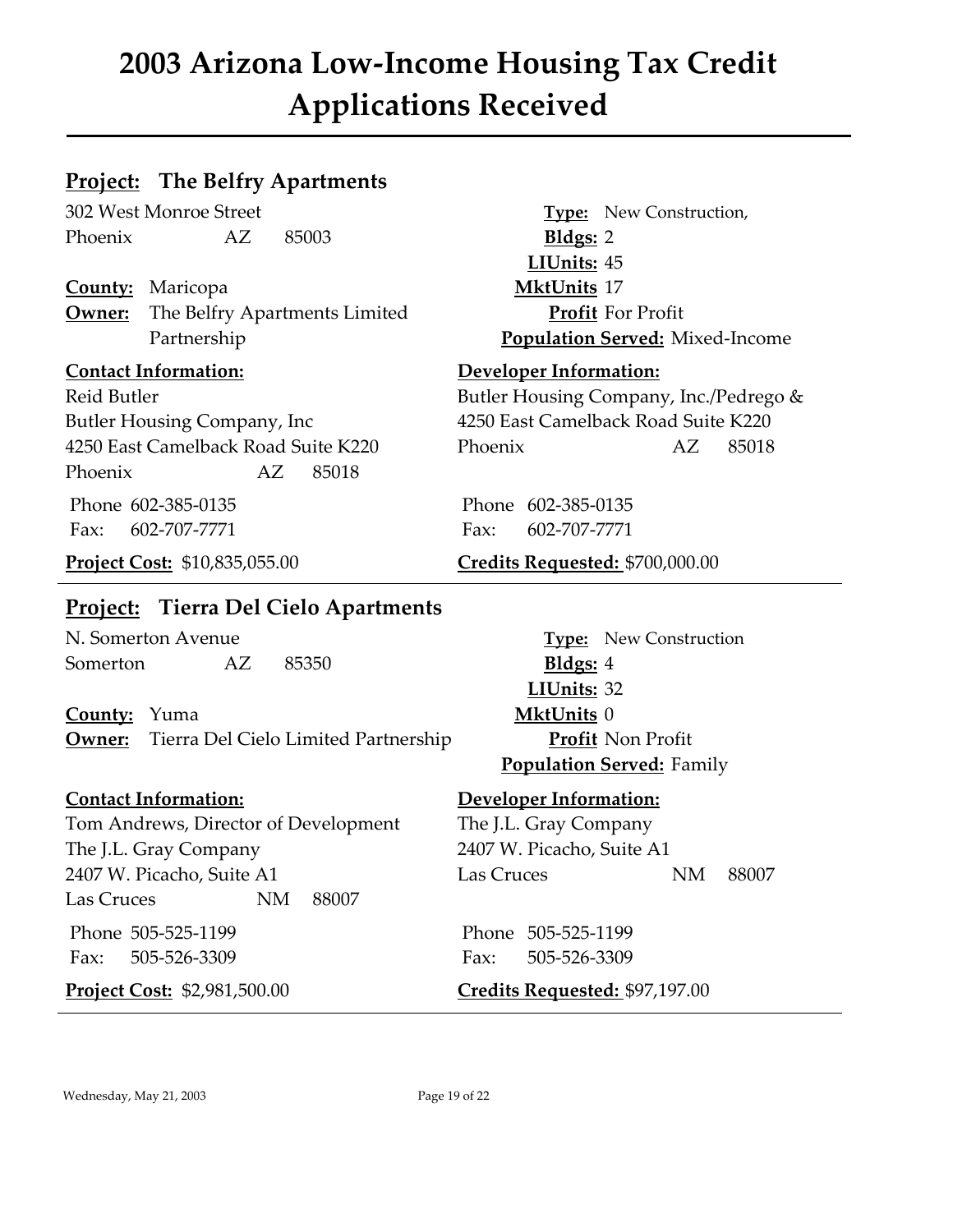# 2003 Arizona Low-Income Housing Tax Credit Applications Received

## **Project:** The Belfry Apartments

302 West Monroe Street
Phoenix AZ 85003

**County:** Maricopa
**Owner:** The Belfry Apartments Limited Partnership

**Type:** New Construction,
**Bldgs:** 2
**LIUnits:** 45
**MktUnits** 17
**Profit** For Profit
**Population Served:** Mixed-Income

**Contact Information:**
Reid Butler
Butler Housing Company, Inc
4250 East Camelback Road Suite K220
Phoenix AZ 85018

Phone 602-385-0135
Fax: 602-707-7771

**Developer Information:**
Butler Housing Company, Inc./Pedrego &
4250 East Camelback Road Suite K220
Phoenix AZ 85018

Phone 602-385-0135
Fax: 602-707-7771

**Project Cost:** $10,835,055.00
**Credits Requested:** $700,000.00

---

## **Project:** Tierra Del Cielo Apartments

N. Somerton Avenue
Somerton AZ 85350

**County:** Yuma
**Owner:** Tierra Del Cielo Limited Partnership

**Type:** New Construction
**Bldgs:** 4
**LIUnits:** 32
**MktUnits** 0
**Profit** Non Profit
**Population Served:** Family

**Contact Information:**
Tom Andrews, Director of Development
The J.L. Gray Company
2407 W. Picacho, Suite A1
Las Cruces NM 88007

Phone 505-525-1199
Fax: 505-526-3309

**Developer Information:**
The J.L. Gray Company
2407 W. Picacho, Suite A1
Las Cruces NM 88007

Phone 505-525-1199
Fax: 505-526-3309

**Project Cost:** $2,981,500.00
**Credits Requested:** $97,197.00

Wednesday, May 21, 2003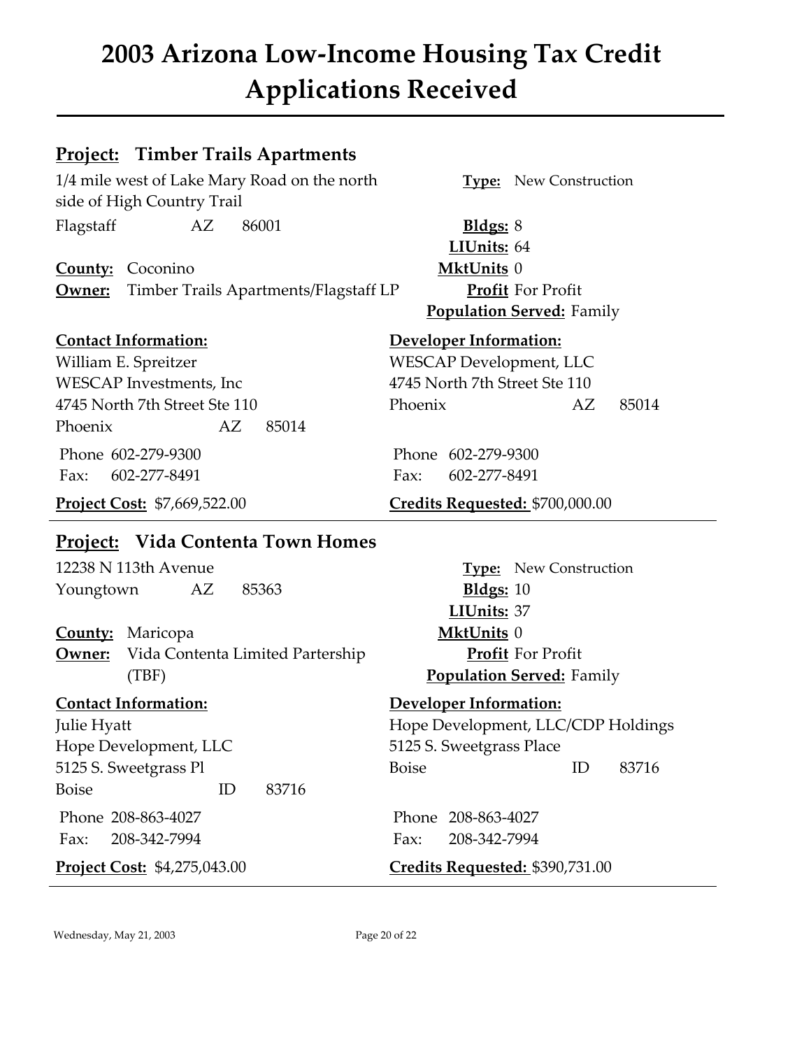# 2003 Arizona Low-Income Housing Tax Credit Applications Received

## **Project:** Timber Trails Apartments

1/4 mile west of Lake Mary Road on the north side of High Country Trail
Flagstaff AZ 86001

**County:** Coconino
**Owner:** Timber Trails Apartments/Flagstaff LP

**Type:** New Construction
**Bldgs:** 8
**LIUnits:** 64
**MktUnits** 0
**Profit** For Profit
**Population Served:** Family

**Contact Information:**
William E. Spreitzer
WESCAP Investments, Inc
4745 North 7th Street Ste 110
Phoenix AZ 85014
Phone 602-279-9300
Fax: 602-277-8491

**Developer Information:**
WESCAP Development, LLC
4745 North 7th Street Ste 110
Phoenix AZ 85014
Phone 602-279-9300
Fax: 602-277-8491

**Project Cost:** $7,669,522.00
**Credits Requested:** $700,000.00

---

## **Project:** Vida Contenta Town Homes

12238 N 113th Avenue
Youngtown AZ 85363

**County:** Maricopa
**Owner:** Vida Contenta Limited Partership (TBF)

**Type:** New Construction
**Bldgs:** 10
**LIUnits:** 37
**MktUnits** 0
**Profit** For Profit
**Population Served:** Family

**Contact Information:**
Julie Hyatt
Hope Development, LLC
5125 S. Sweetgrass Pl
Boise ID 83716
Phone 208-863-4027
Fax: 208-342-7994

**Developer Information:**
Hope Development, LLC/CDP Holdings
5125 S. Sweetgrass Place
Boise ID 83716
Phone 208-863-4027
Fax: 208-342-7994

**Project Cost:** $4,275,043.00
**Credits Requested:** $390,731.00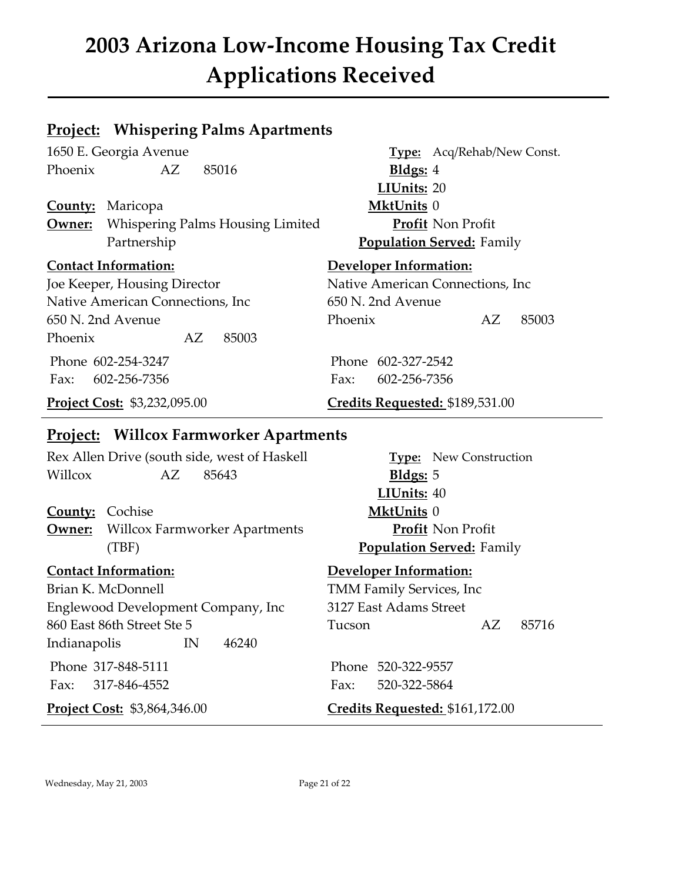# 2003 Arizona Low-Income Housing Tax Credit Applications Received

## Project: Whispering Palms Apartments

1650 E. Georgia Avenue
Phoenix AZ 85016

**County:** Maricopa
**Owner:** Whispering Palms Housing Limited Partnership

**Type:** Acq/Rehab/New Const.
**Bldgs:** 4
**LIUnits:** 20
**MktUnits** 0
**Profit** Non Profit
**Population Served:** Family

**Contact Information:**
Joe Keeper, Housing Director
Native American Connections, Inc
650 N. 2nd Avenue
Phoenix AZ 85003

Phone 602-254-3247
Fax: 602-256-7356

**Developer Information:**
Native American Connections, Inc
650 N. 2nd Avenue
Phoenix AZ 85003

Phone 602-327-2542
Fax: 602-256-7356

**Project Cost:** $3,232,095.00
**Credits Requested:** $189,531.00

---

## Project: Willcox Farmworker Apartments

Rex Allen Drive (south side, west of Haskell
Willcox AZ 85643

**County:** Cochise
**Owner:** Willcox Farmworker Apartments (TBF)

**Type:** New Construction
**Bldgs:** 5
**LIUnits:** 40
**MktUnits** 0
**Profit** Non Profit
**Population Served:** Family

**Contact Information:**
Brian K. McDonnell
Englewood Development Company, Inc
860 East 86th Street Ste 5
Indianapolis IN 46240

Phone 317-848-5111
Fax: 317-846-4552

**Developer Information:**
TMM Family Services, Inc
3127 East Adams Street
Tucson AZ 85716

Phone 520-322-9557
Fax: 520-322-5864

**Project Cost:** $3,864,346.00
**Credits Requested:** $161,172.00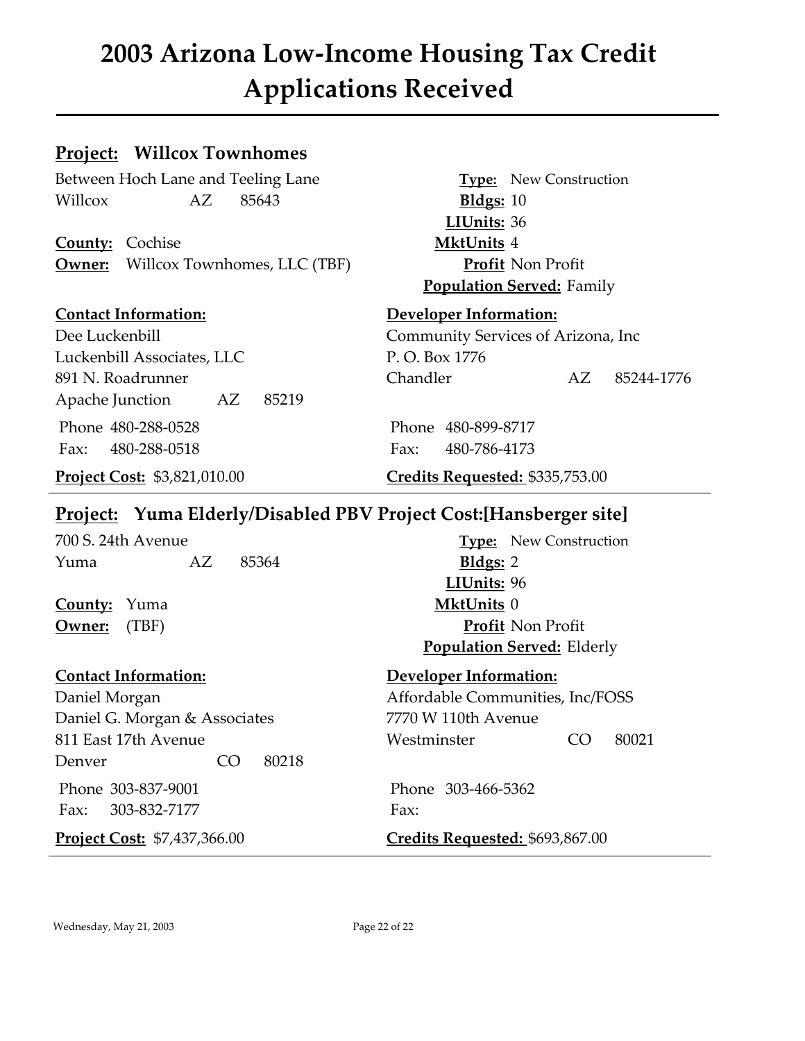# 2003 Arizona Low-Income Housing Tax Credit Applications Received

## Project: Willcox Townhomes

Between Hoch Lane and Teeling Lane
Willcox AZ 85643

**County:** Cochise
**Owner:** Willcox Townhomes, LLC (TBF)

**Type:** New Construction
**Bldgs:** 10
**LIUnits:** 36
**MktUnits** 4
**Profit** Non Profit
**Population Served:** Family

**Contact Information:**
Dee Luckenbill
Luckenbill Associates, LLC
891 N. Roadrunner
Apache Junction AZ 85219
Phone 480-288-0528
Fax: 480-288-0518

**Developer Information:**
Community Services of Arizona, Inc
P. O. Box 1776
Chandler AZ 85244-1776
Phone 480-899-8717
Fax: 480-786-4173

**Project Cost:** $3,821,010.00
**Credits Requested:** $335,753.00

---

## Project: Yuma Elderly/Disabled PBV Project Cost:[Hansberger site]

700 S. 24th Avenue
Yuma AZ 85364

**County:** Yuma
**Owner:** (TBF)

**Type:** New Construction
**Bldgs:** 2
**LIUnits:** 96
**MktUnits** 0
**Profit** Non Profit
**Population Served:** Elderly

**Contact Information:**
Daniel Morgan
Daniel G. Morgan & Associates
811 East 17th Avenue
Denver CO 80218
Phone 303-837-9001
Fax: 303-832-7177

**Developer Information:**
Affordable Communities, Inc/FOSS
7770 W 110th Avenue
Westminster CO 80021
Phone 303-466-5362
Fax:

**Project Cost:** $7,437,366.00
**Credits Requested:** $693,867.00